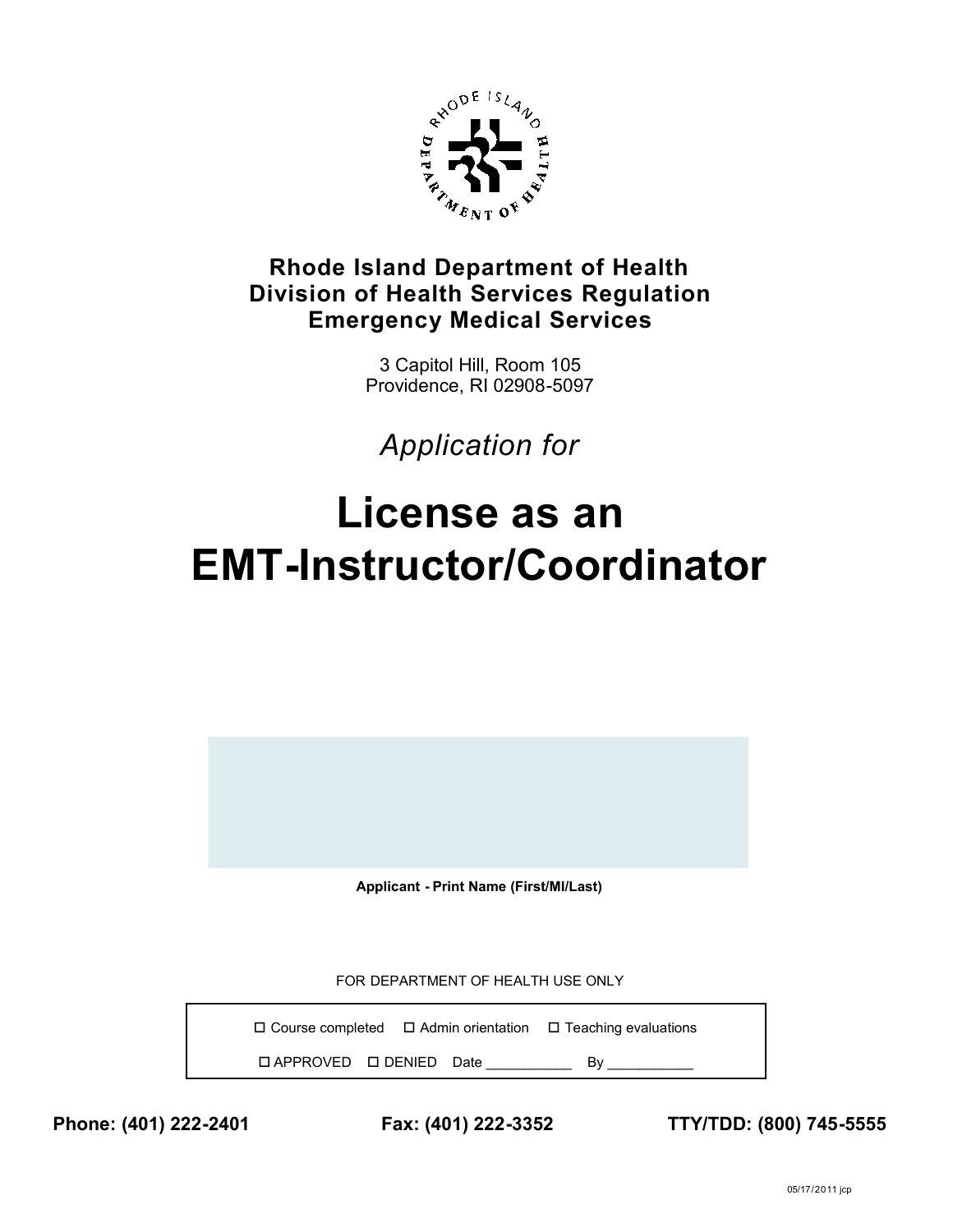**Rhode Island Department of Health**
**Division of Health Services Regulation**
**Emergency Medical Services**

3 Capitol Hill, Room 105
Providence, RI 02908-5097

*Application for*

# License as an EMT-Instructor/Coordinator

**Applicant - Print Name (First/MI/Last)**

FOR DEPARTMENT OF HEALTH USE ONLY

☐ Course completed ☐ Admin orientation ☐ Teaching evaluations

☐ APPROVED ☐ DENIED Date ___________ By ___________

**Phone: (401) 222-2401** **Fax: (401) 222-3352** **TTY/TDD: (800) 745-5555**

05/17/2011 jcp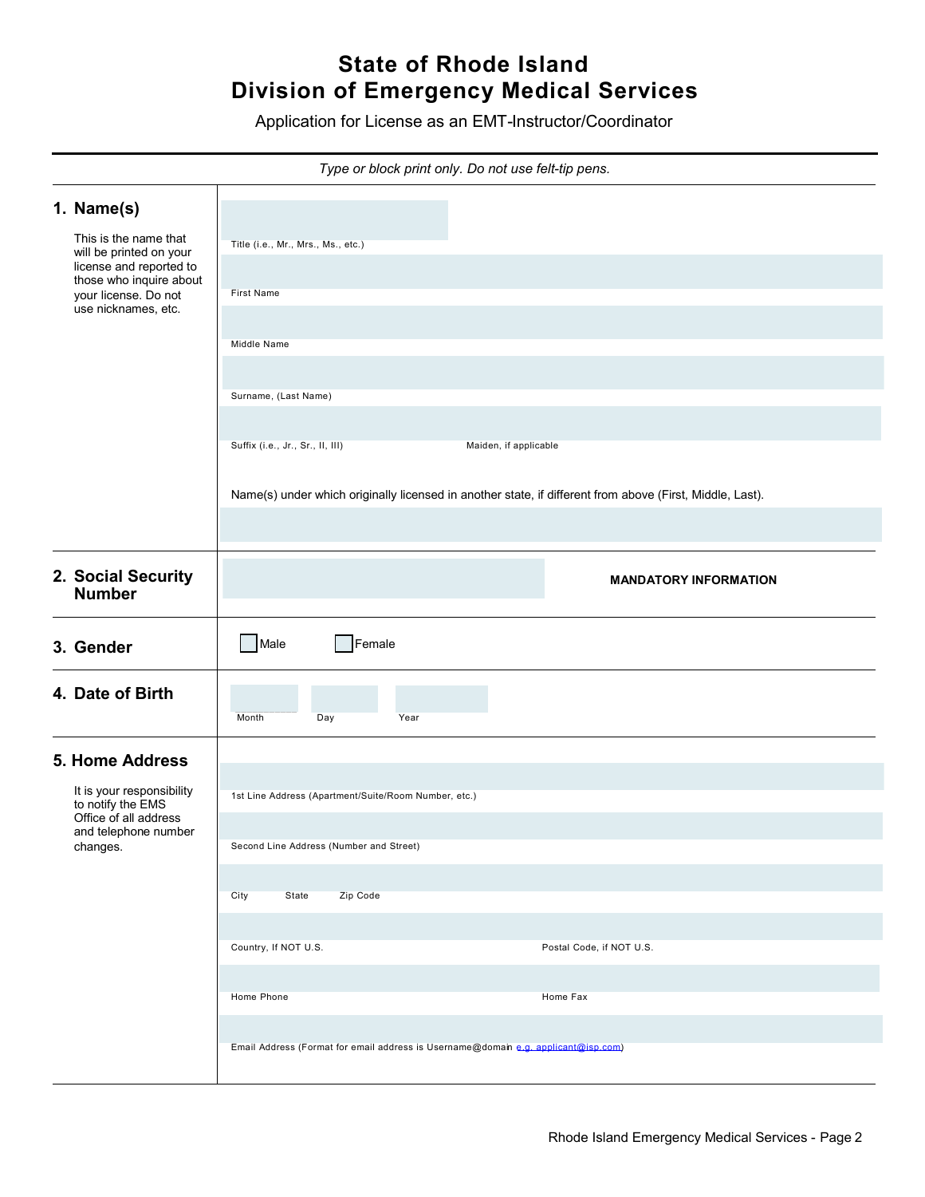# State of Rhode Island
# Division of Emergency Medical Services

Application for License as an EMT-Instructor/Coordinator

*Type or block print only. Do not use felt-tip pens.*

## 1. Name(s)

This is the name that will be printed on your license and reported to those who inquire about your license. Do not use nicknames, etc.

Title (i.e., Mr., Mrs., Ms., etc.)

First Name

Middle Name

Surname, (Last Name)

Suffix (i.e., Jr., Sr., II, III) | Maiden, if applicable

Name(s) under which originally licensed in another state, if different from above (First, Middle, Last).

## 2. Social Security Number

**MANDATORY INFORMATION**

## 3. Gender

☐ Male ☐ Female

## 4. Date of Birth

Month | Day | Year

## 5. Home Address

It is your responsibility to notify the EMS Office of all address and telephone number changes.

1st Line Address (Apartment/Suite/Room Number, etc.)

Second Line Address (Number and Street)

City | State | Zip Code

Country, If NOT U.S. | Postal Code, if NOT U.S.

Home Phone | Home Fax

Email Address (Format for email address is Username@domain e.g. applicant@isp.com)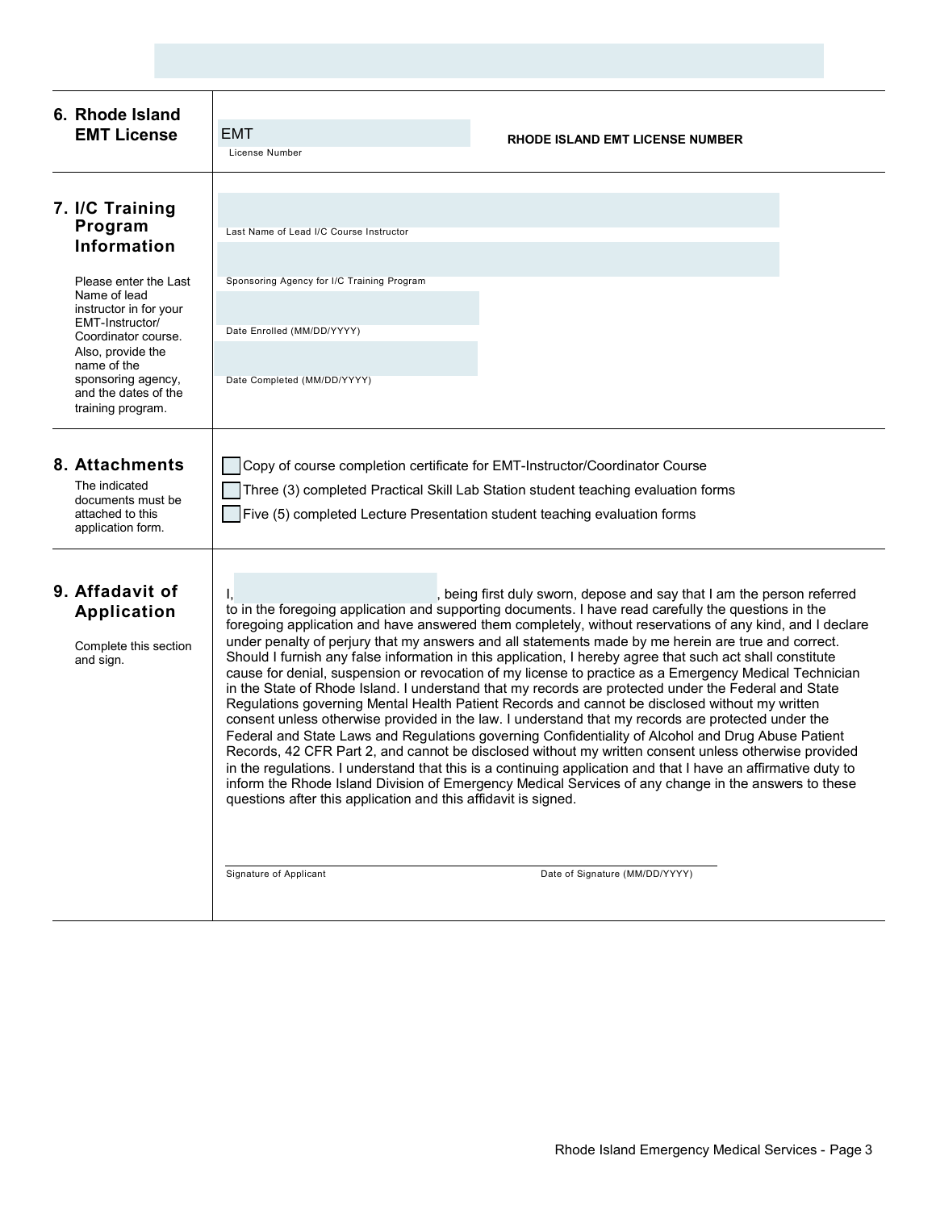## 6. Rhode Island EMT License

EMT

License Number

**RHODE ISLAND EMT LICENSE NUMBER**

## 7. I/C Training Program Information

Please enter the Last Name of lead instructor in for your EMT-Instructor/ Coordinator course. Also, provide the name of the sponsoring agency, and the dates of the training program.

Last Name of Lead I/C Course Instructor

Sponsoring Agency for I/C Training Program

Date Enrolled (MM/DD/YYYY)

Date Completed (MM/DD/YYYY)

## 8. Attachments

The indicated documents must be attached to this application form.

- ☐ Copy of course completion certificate for EMT-Instructor/Coordinator Course
- ☐ Three (3) completed Practical Skill Lab Station student teaching evaluation forms
- ☐ Five (5) completed Lecture Presentation student teaching evaluation forms

## 9. Affadavit of Application

Complete this section and sign.

I, ______________________, being first duly sworn, depose and say that I am the person referred to in the foregoing application and supporting documents. I have read carefully the questions in the foregoing application and have answered them completely, without reservations of any kind, and I declare under penalty of perjury that my answers and all statements made by me herein are true and correct. Should I furnish any false information in this application, I hereby agree that such act shall constitute cause for denial, suspension or revocation of my license to practice as a Emergency Medical Technician in the State of Rhode Island. I understand that my records are protected under the Federal and State Regulations governing Mental Health Patient Records and cannot be disclosed without my written consent unless otherwise provided in the law. I understand that my records are protected under the Federal and State Laws and Regulations governing Confidentiality of Alcohol and Drug Abuse Patient Records, 42 CFR Part 2, and cannot be disclosed without my written consent unless otherwise provided in the regulations. I understand that this is a continuing application and that I have an affirmative duty to inform the Rhode Island Division of Emergency Medical Services of any change in the answers to these questions after this application and this affidavit is signed.

Signature of Applicant    Date of Signature (MM/DD/YYYY)

Rhode Island Emergency Medical Services